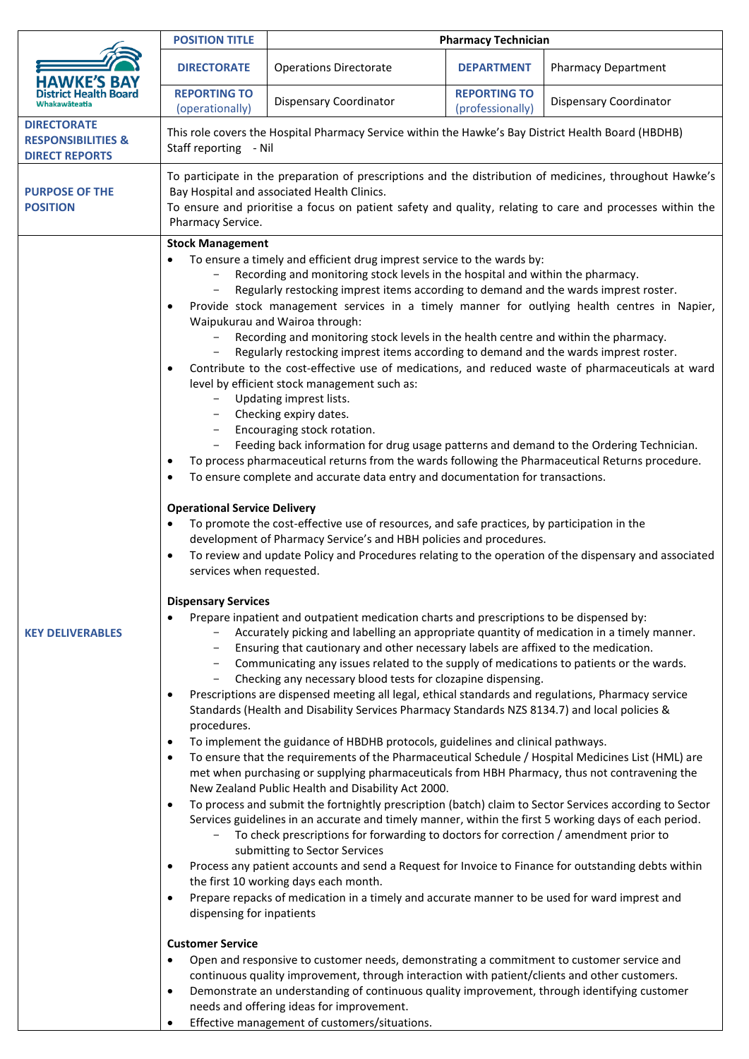| HAWKE'S BAY District Health Board Whakawāteatia | POSITION TITLE | Pharmacy Technician | | |
|---|---|---|---|---|
| | DIRECTORATE | Operations Directorate | DEPARTMENT | Pharmacy Department |
| | REPORTING TO (operationally) | Dispensary Coordinator | REPORTING TO (professionally) | Dispensary Coordinator |

| | |
|---|---|
| **DIRECTORATE RESPONSIBILITIES & DIRECT REPORTS** | This role covers the Hospital Pharmacy Service within the Hawke's Bay District Health Board (HBDHB)<br>Staff reporting - Nil |
| **PURPOSE OF THE POSITION** | To participate in the preparation of prescriptions and the distribution of medicines, throughout Hawke's Bay Hospital and associated Health Clinics.<br>To ensure and prioritise a focus on patient safety and quality, relating to care and processes within the Pharmacy Service. |

**KEY DELIVERABLES**

**Stock Management**

- To ensure a timely and efficient drug imprest service to the wards by:
  - Recording and monitoring stock levels in the hospital and within the pharmacy.
  - Regularly restocking imprest items according to demand and the wards imprest roster.
- Provide stock management services in a timely manner for outlying health centres in Napier, Waipukurau and Wairoa through:
  - Recording and monitoring stock levels in the health centre and within the pharmacy.
  - Regularly restocking imprest items according to demand and the wards imprest roster.
- Contribute to the cost-effective use of medications, and reduced waste of pharmaceuticals at ward level by efficient stock management such as:
  - Updating imprest lists.
  - Checking expiry dates.
  - Encouraging stock rotation.
  - Feeding back information for drug usage patterns and demand to the Ordering Technician.
- To process pharmaceutical returns from the wards following the Pharmaceutical Returns procedure.
- To ensure complete and accurate data entry and documentation for transactions.

**Operational Service Delivery**

- To promote the cost-effective use of resources, and safe practices, by participation in the development of Pharmacy Service's and HBH policies and procedures.
- To review and update Policy and Procedures relating to the operation of the dispensary and associated services when requested.

**Dispensary Services**

- Prepare inpatient and outpatient medication charts and prescriptions to be dispensed by:
  - Accurately picking and labelling an appropriate quantity of medication in a timely manner.
  - Ensuring that cautionary and other necessary labels are affixed to the medication.
  - Communicating any issues related to the supply of medications to patients or the wards.
  - Checking any necessary blood tests for clozapine dispensing.
- Prescriptions are dispensed meeting all legal, ethical standards and regulations, Pharmacy service Standards (Health and Disability Services Pharmacy Standards NZS 8134.7) and local policies & procedures.
- To implement the guidance of HBDHB protocols, guidelines and clinical pathways.
- To ensure that the requirements of the Pharmaceutical Schedule / Hospital Medicines List (HML) are met when purchasing or supplying pharmaceuticals from HBH Pharmacy, thus not contravening the New Zealand Public Health and Disability Act 2000.
- To process and submit the fortnightly prescription (batch) claim to Sector Services according to Sector Services guidelines in an accurate and timely manner, within the first 5 working days of each period.
  - To check prescriptions for forwarding to doctors for correction / amendment prior to submitting to Sector Services
- Process any patient accounts and send a Request for Invoice to Finance for outstanding debts within the first 10 working days each month.
- Prepare repacks of medication in a timely and accurate manner to be used for ward imprest and dispensing for inpatients

**Customer Service**

- Open and responsive to customer needs, demonstrating a commitment to customer service and continuous quality improvement, through interaction with patient/clients and other customers.
- Demonstrate an understanding of continuous quality improvement, through identifying customer needs and offering ideas for improvement.
- Effective management of customers/situations.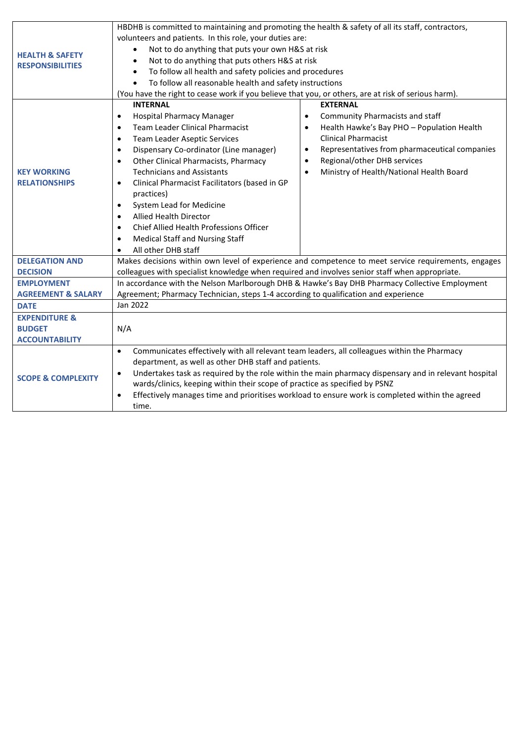| | | |
|---|---|---|
| **HEALTH & SAFETY RESPONSIBILITIES** | HBDHB is committed to maintaining and promoting the health & safety of all its staff, contractors, volunteers and patients. In this role, your duties are:<br>• Not to do anything that puts your own H&S at risk<br>• Not to do anything that puts others H&S at risk<br>• To follow all health and safety policies and procedures<br>• To follow all reasonable health and safety instructions<br>(You have the right to cease work if you believe that you, or others, are at risk of serious harm). | |
| **KEY WORKING RELATIONSHIPS** | **INTERNAL**<br>• Hospital Pharmacy Manager<br>• Team Leader Clinical Pharmacist<br>• Team Leader Aseptic Services<br>• Dispensary Co-ordinator (Line manager)<br>• Other Clinical Pharmacists, Pharmacy Technicians and Assistants<br>• Clinical Pharmacist Facilitators (based in GP practices)<br>• System Lead for Medicine<br>• Allied Health Director<br>• Chief Allied Health Professions Officer<br>• Medical Staff and Nursing Staff<br>• All other DHB staff | **EXTERNAL**<br>• Community Pharmacists and staff<br>• Health Hawke's Bay PHO – Population Health Clinical Pharmacist<br>• Representatives from pharmaceutical companies<br>• Regional/other DHB services<br>• Ministry of Health/National Health Board |
| **DELEGATION AND DECISION** | Makes decisions within own level of experience and competence to meet service requirements, engages colleagues with specialist knowledge when required and involves senior staff when appropriate. | |
| **EMPLOYMENT AGREEMENT & SALARY** | In accordance with the Nelson Marlborough DHB & Hawke's Bay DHB Pharmacy Collective Employment Agreement; Pharmacy Technician, steps 1-4 according to qualification and experience | |
| **DATE** | Jan 2022 | |
| **EXPENDITURE & BUDGET ACCOUNTABILITY** | N/A | |
| **SCOPE & COMPLEXITY** | • Communicates effectively with all relevant team leaders, all colleagues within the Pharmacy department, as well as other DHB staff and patients.<br>• Undertakes task as required by the role within the main pharmacy dispensary and in relevant hospital wards/clinics, keeping within their scope of practice as specified by PSNZ<br>• Effectively manages time and prioritises workload to ensure work is completed within the agreed time. | |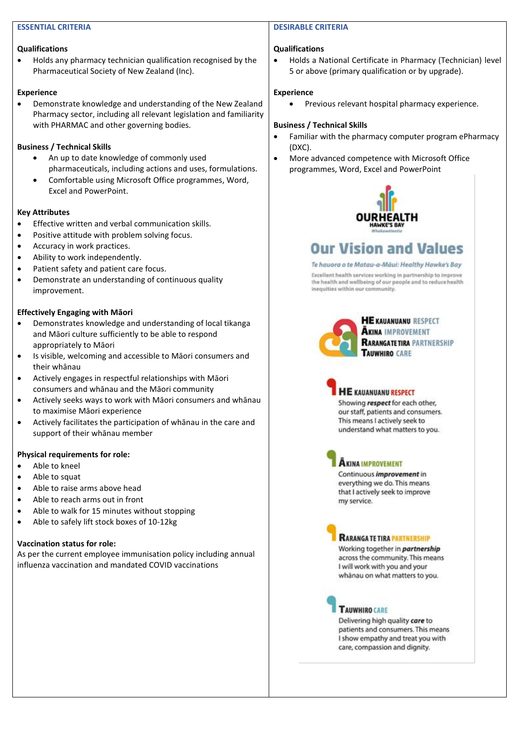## ESSENTIAL CRITERIA

### Qualifications

- Holds any pharmacy technician qualification recognised by the Pharmaceutical Society of New Zealand (Inc).

### Experience

- Demonstrate knowledge and understanding of the New Zealand Pharmacy sector, including all relevant legislation and familiarity with PHARMAC and other governing bodies.

### Business / Technical Skills

- An up to date knowledge of commonly used pharmaceuticals, including actions and uses, formulations.
- Comfortable using Microsoft Office programmes, Word, Excel and PowerPoint.

### Key Attributes

- Effective written and verbal communication skills.
- Positive attitude with problem solving focus.
- Accuracy in work practices.
- Ability to work independently.
- Patient safety and patient care focus.
- Demonstrate an understanding of continuous quality improvement.

### Effectively Engaging with Māori

- Demonstrates knowledge and understanding of local tikanga and Māori culture sufficiently to be able to respond appropriately to Māori
- Is visible, welcoming and accessible to Māori consumers and their whānau
- Actively engages in respectful relationships with Māori consumers and whānau and the Māori community
- Actively seeks ways to work with Māori consumers and whānau to maximise Māori experience
- Actively facilitates the participation of whānau in the care and support of their whānau member

### Physical requirements for role:

- Able to kneel
- Able to squat
- Able to raise arms above head
- Able to reach arms out in front
- Able to walk for 15 minutes without stopping
- Able to safely lift stock boxes of 10-12kg

### Vaccination status for role:

As per the current employee immunisation policy including annual influenza vaccination and mandated COVID vaccinations

## DESIRABLE CRITERIA

### Qualifications

- Holds a National Certificate in Pharmacy (Technician) level 5 or above (primary qualification or by upgrade).

### Experience

- Previous relevant hospital pharmacy experience.

### Business / Technical Skills

- Familiar with the pharmacy computer program ePharmacy (DXC).
- More advanced competence with Microsoft Office programmes, Word, Excel and PowerPoint

OURHEALTH HAWKE'S BAY Whakawāteatia

## Our Vision and Values

*Te hauora o te Matau-a-Māui: Healthy Hawke's Bay*

Excellent health services working in partnership to improve the health and wellbeing of our people and to reduce health inequities within our community.

HE KAUANUANU RESPECT
ĀKINA IMPROVEMENT
RARANGA TE TIRA PARTNERSHIP
TAUWHIRO CARE

**HE KAUANUANU RESPECT**
Showing ***respect*** for each other, our staff, patients and consumers. This means I actively seek to understand what matters to you.

**ĀKINA IMPROVEMENT**
Continuous ***improvement*** in everything we do. This means that I actively seek to improve my service.

**RARANGA TE TIRA PARTNERSHIP**
Working together in ***partnership*** across the community. This means I will work with you and your whānau on what matters to you.

**TAUWHIRO CARE**
Delivering high quality ***care*** to patients and consumers. This means I show empathy and treat you with care, compassion and dignity.